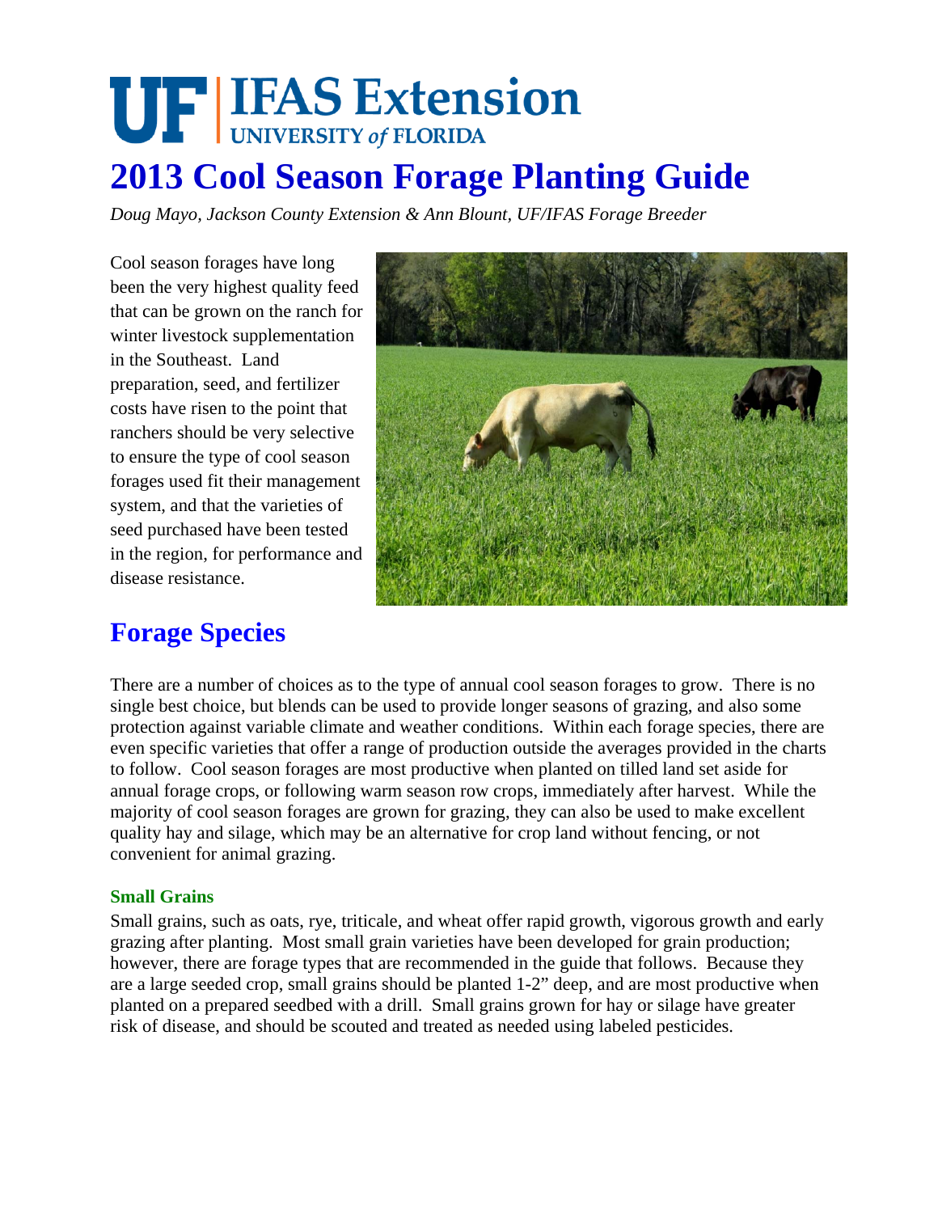UF | IFAS Extension
UNIVERSITY of FLORIDA

# 2013 Cool Season Forage Planting Guide

*Doug Mayo, Jackson County Extension & Ann Blount, UF/IFAS Forage Breeder*

Cool season forages have long been the very highest quality feed that can be grown on the ranch for winter livestock supplementation in the Southeast. Land preparation, seed, and fertilizer costs have risen to the point that ranchers should be very selective to ensure the type of cool season forages used fit their management system, and that the varieties of seed purchased have been tested in the region, for performance and disease resistance.

## Forage Species

There are a number of choices as to the type of annual cool season forages to grow. There is no single best choice, but blends can be used to provide longer seasons of grazing, and also some protection against variable climate and weather conditions. Within each forage species, there are even specific varieties that offer a range of production outside the averages provided in the charts to follow. Cool season forages are most productive when planted on tilled land set aside for annual forage crops, or following warm season row crops, immediately after harvest. While the majority of cool season forages are grown for grazing, they can also be used to make excellent quality hay and silage, which may be an alternative for crop land without fencing, or not convenient for animal grazing.

### Small Grains

Small grains, such as oats, rye, triticale, and wheat offer rapid growth, vigorous growth and early grazing after planting. Most small grain varieties have been developed for grain production; however, there are forage types that are recommended in the guide that follows. Because they are a large seeded crop, small grains should be planted 1-2" deep, and are most productive when planted on a prepared seedbed with a drill. Small grains grown for hay or silage have greater risk of disease, and should be scouted and treated as needed using labeled pesticides.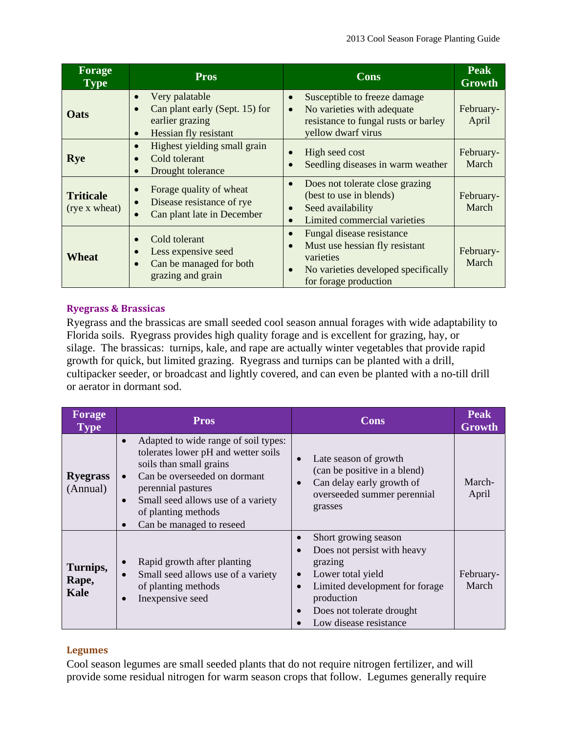| Forage Type | Pros | Cons | Peak Growth |
|---|---|---|---|
| **Oats** | • Very palatable<br>• Can plant early (Sept. 15) for earlier grazing<br>• Hessian fly resistant | • Susceptible to freeze damage<br>• No varieties with adequate resistance to fungal rusts or barley yellow dwarf virus | February-April |
| **Rye** | • Highest yielding small grain<br>• Cold tolerant<br>• Drought tolerance | • High seed cost<br>• Seedling diseases in warm weather | February-March |
| **Triticale** (rye x wheat) | • Forage quality of wheat<br>• Disease resistance of rye<br>• Can plant late in December | • Does not tolerate close grazing (best to use in blends)<br>• Seed availability<br>• Limited commercial varieties | February-March |
| **Wheat** | • Cold tolerant<br>• Less expensive seed<br>• Can be managed for both grazing and grain | • Fungal disease resistance<br>• Must use hessian fly resistant varieties<br>• No varieties developed specifically for forage production | February-March |

### Ryegrass & Brassicas

Ryegrass and the brassicas are small seeded cool season annual forages with wide adaptability to Florida soils. Ryegrass provides high quality forage and is excellent for grazing, hay, or silage. The brassicas: turnips, kale, and rape are actually winter vegetables that provide rapid growth for quick, but limited grazing. Ryegrass and turnips can be planted with a drill, cultipacker seeder, or broadcast and lightly covered, and can even be planted with a no-till drill or aerator in dormant sod.

| Forage Type | Pros | Cons | Peak Growth |
|---|---|---|---|
| **Ryegrass** (Annual) | • Adapted to wide range of soil types: tolerates lower pH and wetter soils than small grains<br>• Can be overseeded on dormant perennial pastures<br>• Small seed allows use of a variety of planting methods<br>• Can be managed to reseed | • Late season of growth (can be positive in a blend)<br>• Can delay early growth of overseeded summer perennial grasses | March-April |
| **Turnips, Rape, Kale** | • Rapid growth after planting<br>• Small seed allows use of a variety of planting methods<br>• Inexpensive seed | • Short growing season<br>• Does not persist with heavy grazing<br>• Lower total yield<br>• Limited development for forage production<br>• Does not tolerate drought<br>• Low disease resistance | February-March |

### Legumes

Cool season legumes are small seeded plants that do not require nitrogen fertilizer, and will provide some residual nitrogen for warm season crops that follow. Legumes generally require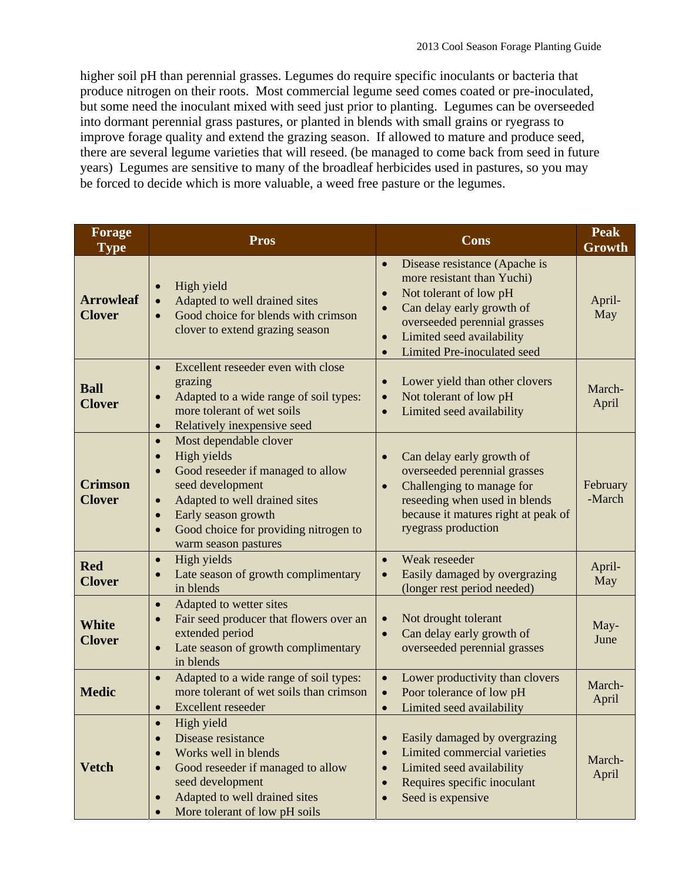higher soil pH than perennial grasses. Legumes do require specific inoculants or bacteria that produce nitrogen on their roots. Most commercial legume seed comes coated or pre-inoculated, but some need the inoculant mixed with seed just prior to planting. Legumes can be overseeded into dormant perennial grass pastures, or planted in blends with small grains or ryegrass to improve forage quality and extend the grazing season. If allowed to mature and produce seed, there are several legume varieties that will reseed. (be managed to come back from seed in future years) Legumes are sensitive to many of the broadleaf herbicides used in pastures, so you may be forced to decide which is more valuable, a weed free pasture or the legumes.

| Forage Type | Pros | Cons | Peak Growth |
|---|---|---|---|
| **Arrowleaf Clover** | • High yield<br>• Adapted to well drained sites<br>• Good choice for blends with crimson clover to extend grazing season | • Disease resistance (Apache is more resistant than Yuchi)<br>• Not tolerant of low pH<br>• Can delay early growth of overseeded perennial grasses<br>• Limited seed availability<br>• Limited Pre-inoculated seed | April-May |
| **Ball Clover** | • Excellent reseeder even with close grazing<br>• Adapted to a wide range of soil types: more tolerant of wet soils<br>• Relatively inexpensive seed | • Lower yield than other clovers<br>• Not tolerant of low pH<br>• Limited seed availability | March-April |
| **Crimson Clover** | • Most dependable clover<br>• High yields<br>• Good reseeder if managed to allow seed development<br>• Adapted to well drained sites<br>• Early season growth<br>• Good choice for providing nitrogen to warm season pastures | • Can delay early growth of overseeded perennial grasses<br>• Challenging to manage for reseeding when used in blends because it matures right at peak of ryegrass production | February-March |
| **Red Clover** | • High yields<br>• Late season of growth complimentary in blends | • Weak reseeder<br>• Easily damaged by overgrazing (longer rest period needed) | April-May |
| **White Clover** | • Adapted to wetter sites<br>• Fair seed producer that flowers over an extended period<br>• Late season of growth complimentary in blends | • Not drought tolerant<br>• Can delay early growth of overseeded perennial grasses | May-June |
| **Medic** | • Adapted to a wide range of soil types: more tolerant of wet soils than crimson<br>• Excellent reseeder | • Lower productivity than clovers<br>• Poor tolerance of low pH<br>• Limited seed availability | March-April |
| **Vetch** | • High yield<br>• Disease resistance<br>• Works well in blends<br>• Good reseeder if managed to allow seed development<br>• Adapted to well drained sites<br>• More tolerant of low pH soils | • Easily damaged by overgrazing<br>• Limited commercial varieties<br>• Limited seed availability<br>• Requires specific inoculant<br>• Seed is expensive | March-April |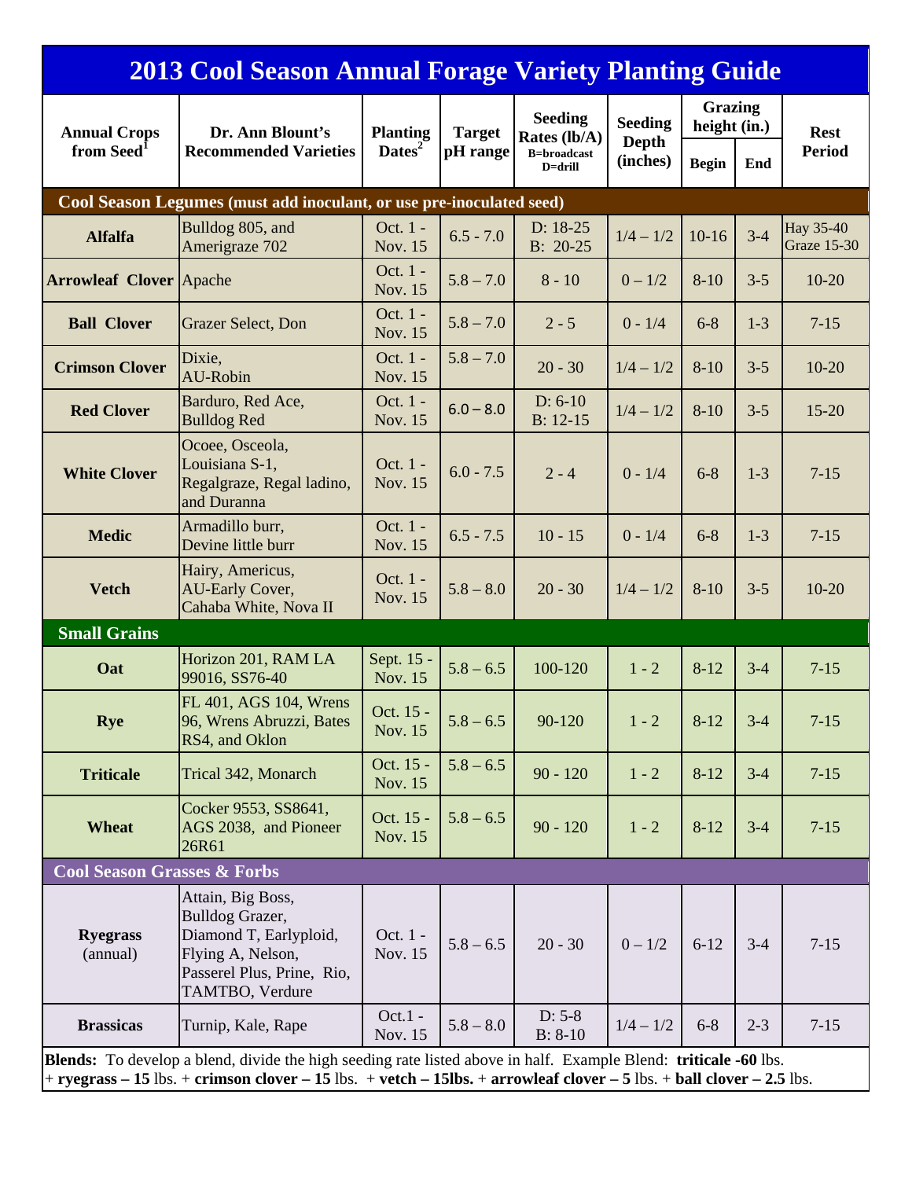# 2013 Cool Season Annual Forage Variety Planting Guide

| Annual Crops from Seed[1] | Dr. Ann Blount's Recommended Varieties | Planting Dates[2] | Target pH range | Seeding Rates (lb/A) B=broadcast D=drill | Seeding Depth (inches) | Grazing height (in.) | | Rest Period |
|---|---|---|---|---|---|---|---|---|
| | | | | | | Begin | End | |
| **Cool Season Legumes (must add inoculant, or use pre-inoculated seed)** | | | | | | | | |
| **Alfalfa** | Bulldog 805, and Amerigraze 702 | Oct. 1 - Nov. 15 | 6.5 - 7.0 | D: 18-25 B: 20-25 | 1/4 – 1/2 | 10-16 | 3-4 | Hay 35-40 Graze 15-30 |
| **Arrowleaf Clover** | Apache | Oct. 1 - Nov. 15 | 5.8 – 7.0 | 8 - 10 | 0 – 1/2 | 8-10 | 3-5 | 10-20 |
| **Ball Clover** | Grazer Select, Don | Oct. 1 - Nov. 15 | 5.8 – 7.0 | 2 - 5 | 0 - 1/4 | 6-8 | 1-3 | 7-15 |
| **Crimson Clover** | Dixie, AU-Robin | Oct. 1 - Nov. 15 | 5.8 – 7.0 | 20 - 30 | 1/4 – 1/2 | 8-10 | 3-5 | 10-20 |
| **Red Clover** | Barduro, Red Ace, Bulldog Red | Oct. 1 - Nov. 15 | 6.0 – 8.0 | D: 6-10 B: 12-15 | 1/4 – 1/2 | 8-10 | 3-5 | 15-20 |
| **White Clover** | Ocoee, Osceola, Louisiana S-1, Regalgraze, Regal ladino, and Duranna | Oct. 1 - Nov. 15 | 6.0 - 7.5 | 2 - 4 | 0 - 1/4 | 6-8 | 1-3 | 7-15 |
| **Medic** | Armadillo burr, Devine little burr | Oct. 1 - Nov. 15 | 6.5 - 7.5 | 10 - 15 | 0 - 1/4 | 6-8 | 1-3 | 7-15 |
| **Vetch** | Hairy, Americus, AU-Early Cover, Cahaba White, Nova II | Oct. 1 - Nov. 15 | 5.8 – 8.0 | 20 - 30 | 1/4 – 1/2 | 8-10 | 3-5 | 10-20 |
| **Small Grains** | | | | | | | | |
| **Oat** | Horizon 201, RAM LA 99016, SS76-40 | Sept. 15 - Nov. 15 | 5.8 – 6.5 | 100-120 | 1 - 2 | 8-12 | 3-4 | 7-15 |
| **Rye** | FL 401, AGS 104, Wrens 96, Wrens Abruzzi, Bates RS4, and Oklon | Oct. 15 - Nov. 15 | 5.8 – 6.5 | 90-120 | 1 - 2 | 8-12 | 3-4 | 7-15 |
| **Triticale** | Trical 342, Monarch | Oct. 15 - Nov. 15 | 5.8 – 6.5 | 90 - 120 | 1 - 2 | 8-12 | 3-4 | 7-15 |
| **Wheat** | Cocker 9553, SS8641, AGS 2038, and Pioneer 26R61 | Oct. 15 - Nov. 15 | 5.8 – 6.5 | 90 - 120 | 1 - 2 | 8-12 | 3-4 | 7-15 |
| **Cool Season Grasses & Forbs** | | | | | | | | |
| **Ryegrass** (annual) | Attain, Big Boss, Bulldog Grazer, Diamond T, Earlyploid, Flying A, Nelson, Passerel Plus, Prine, Rio, TAMTBO, Verdure | Oct. 1 - Nov. 15 | 5.8 – 6.5 | 20 - 30 | 0 – 1/2 | 6-12 | 3-4 | 7-15 |
| **Brassicas** | Turnip, Kale, Rape | Oct.1 - Nov. 15 | 5.8 – 8.0 | D: 5-8 B: 8-10 | 1/4 – 1/2 | 6-8 | 2-3 | 7-15 |

**Blends:** To develop a blend, divide the high seeding rate listed above in half. Example Blend: **triticale -60** lbs. + **ryegrass – 15** lbs. + **crimson clover – 15** lbs. + **vetch – 15lbs.** + **arrowleaf clover – 5** lbs. + **ball clover – 2.5** lbs.